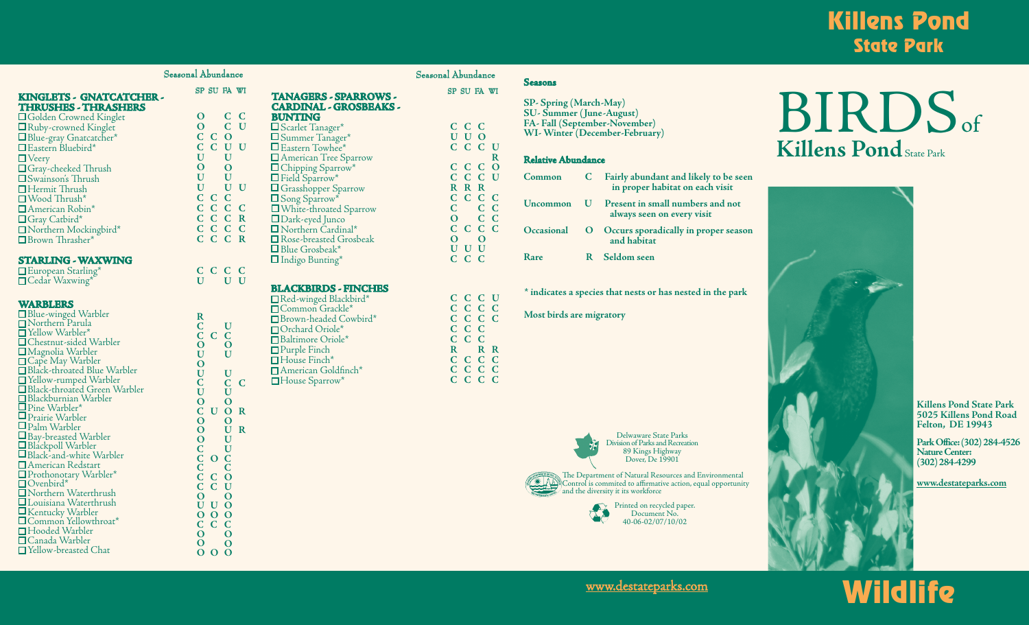# Killens Pond State Park

# BIRDS of Killens Pond State Park

### Seasons

**SP- Spring (March-May)**
**SU- Summer (June-August)**
**FA- Fall (September-November)**
**WI- Winter (December-February)**

### Relative Abundance

| | | |
|---|---|---|
| **Common** | **C** | **Fairly abundant and likely to be seen in proper habitat on each visit** |
| **Uncommon** | **U** | **Present in small numbers and not always seen on every visit** |
| **Occasional** | **O** | **Occurs sporadically in proper season and habitat** |
| **Rare** | **R** | **Seldom seen** |

**\* indicates a species that nests or has nested in the park**

**Most birds are migratory**

## Seasonal Abundance

### KINGLETS - GNATCATCHER - THRUSHES - THRASHERS

| Species | SP | SU | FA | WI |
|---|---|---|---|---|
| ☐ Golden Crowned Kinglet | O | | C | C |
| ☐ Ruby-crowned Kinglet | O | | C | U |
| ☐ Blue-gray Gnatcatcher* | C | C | O | |
| ☐ Eastern Bluebird* | C | C | U | U |
| ☐ Veery | U | | U | |
| ☐ Gray-cheeked Thrush | O | | O | |
| ☐ Swainson's Thrush | U | | U | |
| ☐ Hermit Thrush | U | | U | U |
| ☐ Wood Thrush* | C | C | C | |
| ☐ American Robin* | C | C | C | C |
| ☐ Gray Catbird* | C | C | C | R |
| ☐ Northern Mockingbird* | C | C | C | C |
| ☐ Brown Thrasher* | C | C | C | R |

### STARLING - WAXWING

| Species | SP | SU | FA | WI |
|---|---|---|---|---|
| ☐ European Starling* | C | C | C | C |
| ☐ Cedar Waxwing* | U | | U | U |

### WARBLERS

| Species | SP | SU | FA | WI |
|---|---|---|---|---|
| ☐ Blue-winged Warbler | R | | | |
| ☐ Northern Parula | C | | U | |
| ☐ Yellow Warbler* | C | C | C | |
| ☐ Chestnut-sided Warbler | O | | O | |
| ☐ Magnolia Warbler | U | | U | |
| ☐ Cape May Warbler | O | | | |
| ☐ Black-throated Blue Warbler | U | | U | |
| ☐ Yellow-rumped Warbler | C | | C | C |
| ☐ Black-throated Green Warbler | U | | U | |
| ☐ Blackburnian Warbler | O | | O | |
| ☐ Pine Warbler* | C | U | O | R |
| ☐ Prairie Warbler | O | | O | |
| ☐ Palm Warbler | O | | U | R |
| ☐ Bay-breasted Warbler | O | | U | |
| ☐ Blackpoll Warbler | C | | U | |
| ☐ Black-and-white Warbler | C | O | C | |
| ☐ American Redstart | C | | C | |
| ☐ Prothonotary Warbler* | C | C | O | |
| ☐ Ovenbird* | C | C | U | |
| ☐ Northern Waterthrush | O | | O | |
| ☐ Louisiana Waterthrush | U | U | O | |
| ☐ Kentucky Warbler | O | O | O | |
| ☐ Common Yellowthroat* | C | C | C | |
| ☐ Hooded Warbler | O | | O | |
| ☐ Canada Warbler | O | | O | |
| ☐ Yellow-breasted Chat | O | O | O | |

### TANAGERS - SPARROWS - CARDINAL - GROSBEAKS - BUNTING

| Species | SP | SU | FA | WI |
|---|---|---|---|---|
| ☐ Scarlet Tanager* | C | C | C | |
| ☐ Summer Tanager* | U | U | O | |
| ☐ Eastern Towhee* | C | C | C | U |
| ☐ American Tree Sparrow | | | | R |
| ☐ Chipping Sparrow* | C | C | C | O |
| ☐ Field Sparrow* | C | C | C | U |
| ☐ Grasshopper Sparrow | R | R | R | |
| ☐ Song Sparrow* | C | C | C | C |
| ☐ White-throated Sparrow | C | | C | C |
| ☐ Dark-eyed Junco | O | | C | C |
| ☐ Northern Cardinal* | C | C | C | C |
| ☐ Rose-breasted Grosbeak | O | | O | |
| ☐ Blue Grosbeak* | U | U | U | |
| ☐ Indigo Bunting* | C | C | C | |

### BLACKBIRDS - FINCHES

| Species | SP | SU | FA | WI |
|---|---|---|---|---|
| ☐ Red-winged Blackbird* | C | C | C | U |
| ☐ Common Grackle* | C | C | C | C |
| ☐ Brown-headed Cowbird* | C | C | C | C |
| ☐ Orchard Oriole* | C | C | C | |
| ☐ Baltimore Oriole* | C | C | C | |
| ☐ Purple Finch | R | | R | R |
| ☐ House Finch* | C | C | C | C |
| ☐ American Goldfinch* | C | C | C | C |
| ☐ House Sparrow* | C | C | C | C |

Delwaware State Parks
Division of Parks and Recreation
89 Kings Highway
Dover, De 19901

The Department of Natural Resources and Environmental Control is commited to affirmative action, equal opportunity and the diversity in its workforce

Printed on recycled paper.
Document No.
40-06-02/07/10/02

**Killens Pond State Park**
**5025 Killens Pond Road**
**Felton, DE 19943**

**Park Office: (302) 284-4526**
**Nature Center:**
**(302) 284-4299**

**www.destateparks.com**

www.destateparks.com

# Wildlife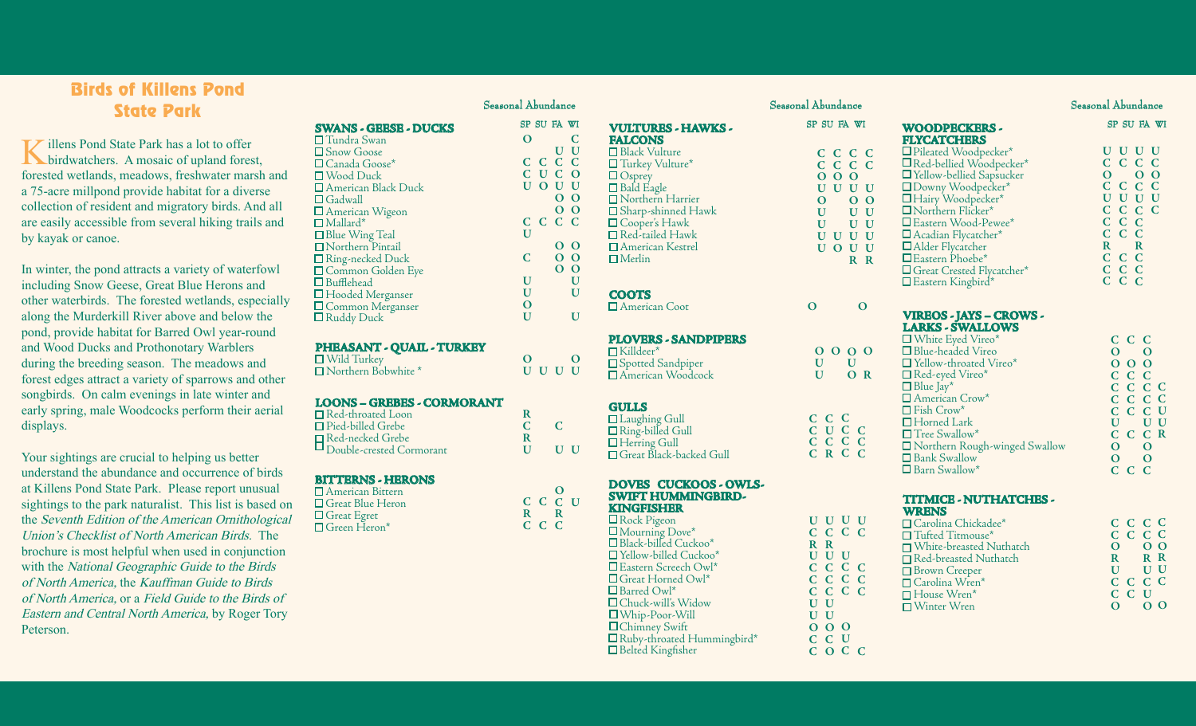# Birds of Killens Pond State Park

Killens Pond State Park has a lot to offer birdwatchers. A mosaic of upland forest, forested wetlands, meadows, freshwater marsh and a 75-acre millpond provide habitat for a diverse collection of resident and migratory birds. And all are easily accessible from several hiking trails and by kayak or canoe.

In winter, the pond attracts a variety of waterfowl including Snow Geese, Great Blue Herons and other waterbirds. The forested wetlands, especially along the Murderkill River above and below the pond, provide habitat for Barred Owl year-round and Wood Ducks and Prothonotary Warblers during the breeding season. The meadows and forest edges attract a variety of sparrows and other songbirds. On calm evenings in late winter and early spring, male Woodcocks perform their aerial displays.

Your sightings are crucial to helping us better understand the abundance and occurrence of birds at Killens Pond State Park. Please report unusual sightings to the park naturalist. This list is based on the *Seventh Edition of the American Ornithological Union's Checklist of North American Birds*. The brochure is most helpful when used in conjunction with the *National Geographic Guide to the Birds of North America*, the *Kauffman Guide to Birds of North America*, or a *Field Guide to the Birds of Eastern and Central North America*, by Roger Tory Peterson.

**Seasonal Abundance**

| SWANS - GEESE - DUCKS | SP | SU | FA | WI |
|---|---|---|---|---|
| ☐ Tundra Swan | O | | | C |
| ☐ Snow Goose | | | U | U |
| ☐ Canada Goose* | C | C | C | C |
| ☐ Wood Duck | C | U | C | O |
| ☐ American Black Duck | U | O | U | U |
| ☐ Gadwall | | | O | O |
| ☐ American Wigeon | | | O | O |
| ☐ Mallard* | C | C | C | C |
| ☐ Blue Wing Teal | U | | | |
| ☐ Northern Pintail | | | O | O |
| ☐ Ring-necked Duck | C | | O | O |
| ☐ Common Golden Eye | | | O | O |
| ☐ Bufflehead | U | | | U |
| ☐ Hooded Merganser | U | | | U |
| ☐ Common Merganser | O | | | |
| ☐ Ruddy Duck | U | | | U |

| PHEASANT - QUAIL - TURKEY | SP | SU | FA | WI |
|---|---|---|---|---|
| ☐ Wild Turkey | O | | | O |
| ☐ Northern Bobwhite * | U | U | U | U |

| LOONS – GREBES - CORMORANT | SP | SU | FA | WI |
|---|---|---|---|---|
| ☐ Red-throated Loon | R | | | |
| ☐ Pied-billed Grebe | C | | C | |
| ☐ Red-necked Grebe | R | | | |
| ☐ Double-crested Cormorant | U | | U | U |

| BITTERNS - HERONS | SP | SU | FA | WI |
|---|---|---|---|---|
| ☐ American Bittern | | | O | |
| ☐ Great Blue Heron | C | C | C | U |
| ☐ Great Egret | R | | R | |
| ☐ Green Heron* | C | C | C | |

| VULTURES - HAWKS - FALCONS | SP | SU | FA | WI |
|---|---|---|---|---|
| ☐ Black Vulture | C | C | C | C |
| ☐ Turkey Vulture* | C | C | C | C |
| ☐ Osprey | O | O | O | |
| ☐ Bald Eagle | U | U | U | U |
| ☐ Northern Harrier | O | | O | O |
| ☐ Sharp-shinned Hawk | U | | U | U |
| ☐ Cooper's Hawk | U | | U | U |
| ☐ Red-tailed Hawk | U | U | U | U |
| ☐ American Kestrel | U | O | U | U |
| ☐ Merlin | | | R | R |

| COOTS | SP | SU | FA | WI |
|---|---|---|---|---|
| ☐ American Coot | O | | | O |

| PLOVERS - SANDPIPERS | SP | SU | FA | WI |
|---|---|---|---|---|
| ☐ Killdeer* | O | O | O | O |
| ☐ Spotted Sandpiper | U | | U | |
| ☐ American Woodcock | U | | O | R |

| GULLS | SP | SU | FA | WI |
|---|---|---|---|---|
| ☐ Laughing Gull | C | C | C | |
| ☐ Ring-billed Gull | C | U | C | C |
| ☐ Herring Gull | C | C | C | C |
| ☐ Great Black-backed Gull | C | R | C | C |

| DOVES CUCKOOS - OWLS- SWIFT HUMMINGBIRD- KINGFISHER | SP | SU | FA | WI |
|---|---|---|---|---|
| ☐ Rock Pigeon | U | U | U | U |
| ☐ Mourning Dove* | C | C | C | C |
| ☐ Black-billed Cuckoo* | R | R | | |
| ☐ Yellow-billed Cuckoo* | U | U | U | |
| ☐ Eastern Screech Owl* | C | C | C | C |
| ☐ Great Horned Owl* | C | C | C | C |
| ☐ Barred Owl* | C | C | C | C |
| ☐ Chuck-will's Widow | U | U | | |
| ☐ Whip-Poor-Will | U | U | | |
| ☐ Chimney Swift | O | O | O | |
| ☐ Ruby-throated Hummingbird* | C | C | U | |
| ☐ Belted Kingfisher | C | O | C | C |

| WOODPECKERS - FLYCATCHERS | SP | SU | FA | WI |
|---|---|---|---|---|
| ☐ Pileated Woodpecker* | U | U | U | U |
| ☐ Red-bellied Woodpecker* | C | C | C | C |
| ☐ Yellow-bellied Sapsucker | O | | O | O |
| ☐ Downy Woodpecker* | C | C | C | C |
| ☐ Hairy Woodpecker* | U | U | U | U |
| ☐ Northern Flicker* | C | C | C | C |
| ☐ Eastern Wood-Pewee* | C | C | C | |
| ☐ Acadian Flycatcher* | C | C | C | |
| ☐ Alder Flycatcher | R | | R | |
| ☐ Eastern Phoebe* | C | C | C | |
| ☐ Great Crested Flycatcher* | C | C | C | |
| ☐ Eastern Kingbird* | C | C | C | |

| VIREOS - JAYS – CROWS - LARKS - SWALLOWS | SP | SU | FA | WI |
|---|---|---|---|---|
| ☐ White Eyed Vireo* | C | C | C | |
| ☐ Blue-headed Vireo | O | | O | |
| ☐ Yellow-throated Vireo* | O | O | O | |
| ☐ Red-eyed Vireo* | C | C | C | |
| ☐ Blue Jay* | C | C | C | C |
| ☐ American Crow* | C | C | C | C |
| ☐ Fish Crow* | C | C | C | U |
| ☐ Horned Lark | U | | U | U |
| ☐ Tree Swallow* | C | C | C | R |
| ☐ Northern Rough-winged Swallow | O | | O | |
| ☐ Bank Swallow | O | | O | |
| ☐ Barn Swallow* | C | C | C | |

| TITMICE - NUTHATCHES - WRENS | SP | SU | FA | WI |
|---|---|---|---|---|
| ☐ Carolina Chickadee* | C | C | C | C |
| ☐ Tufted Titmouse* | C | C | C | C |
| ☐ White-breasted Nuthatch | O | | O | O |
| ☐ Red-breasted Nuthatch | R | | R | R |
| ☐ Brown Creeper | U | | U | U |
| ☐ Carolina Wren* | C | C | C | C |
| ☐ House Wren* | C | C | U | |
| ☐ Winter Wren | O | | O | O |